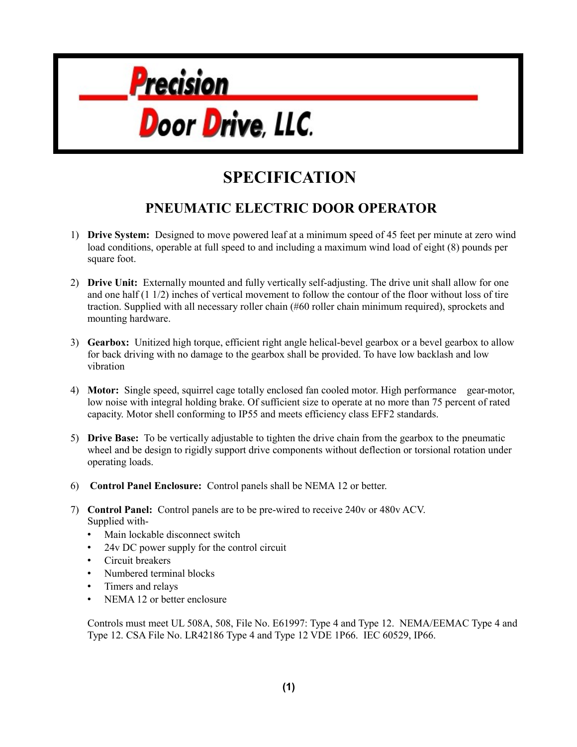# Precision Door Drive, LLC.

# SPECIFICATION

## PNEUMATIC ELECTRIC DOOR OPERATOR

1) **Drive System:** Designed to move powered leaf at a minimum speed of 45 feet per minute at zero wind load conditions, operable at full speed to and including a maximum wind load of eight (8) pounds per square foot.

2) **Drive Unit:** Externally mounted and fully vertically self-adjusting. The drive unit shall allow for one and one half (1 1/2) inches of vertical movement to follow the contour of the floor without loss of tire traction. Supplied with all necessary roller chain (#60 roller chain minimum required), sprockets and mounting hardware.

3) **Gearbox:** Unitized high torque, efficient right angle helical-bevel gearbox or a bevel gearbox to allow for back driving with no damage to the gearbox shall be provided. To have low backlash and low vibration

4) **Motor:** Single speed, squirrel cage totally enclosed fan cooled motor. High performance gear-motor, low noise with integral holding brake. Of sufficient size to operate at no more than 75 percent of rated capacity. Motor shell conforming to IP55 and meets efficiency class EFF2 standards.

5) **Drive Base:** To be vertically adjustable to tighten the drive chain from the gearbox to the pneumatic wheel and be design to rigidly support drive components without deflection or torsional rotation under operating loads.

6) **Control Panel Enclosure:** Control panels shall be NEMA 12 or better.

7) **Control Panel:** Control panels are to be pre-wired to receive 240v or 480v ACV.
   Supplied with-
   - Main lockable disconnect switch
   - 24v DC power supply for the control circuit
   - Circuit breakers
   - Numbered terminal blocks
   - Timers and relays
   - NEMA 12 or better enclosure

   Controls must meet UL 508A, 508, File No. E61997: Type 4 and Type 12. NEMA/EEMAC Type 4 and Type 12. CSA File No. LR42186 Type 4 and Type 12 VDE 1P66. IEC 60529, IP66.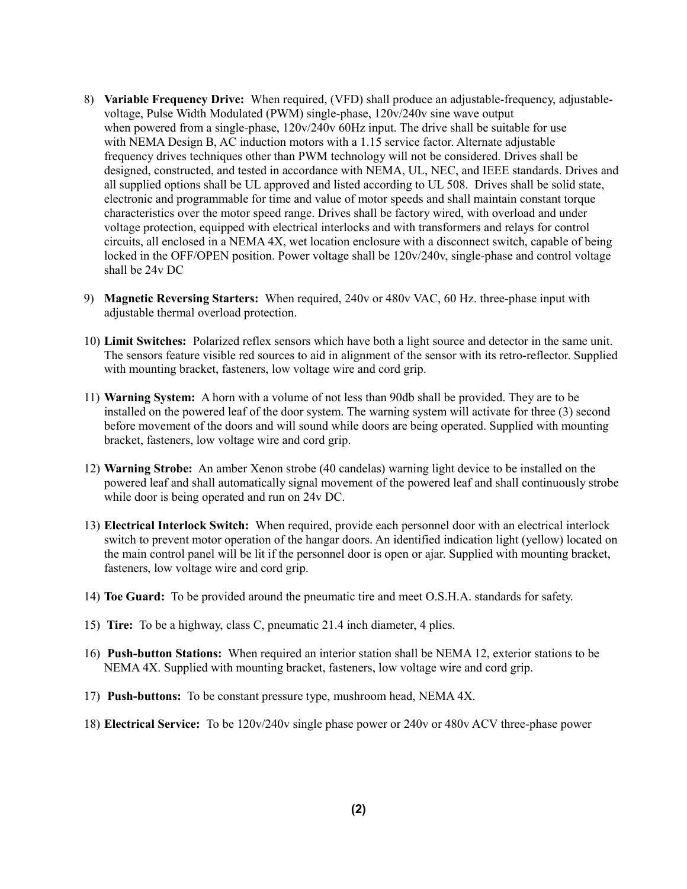8) **Variable Frequency Drive:** When required, (VFD) shall produce an adjustable-frequency, adjustable-voltage, Pulse Width Modulated (PWM) single-phase, 120v/240v sine wave output when powered from a single-phase, 120v/240v 60Hz input. The drive shall be suitable for use with NEMA Design B, AC induction motors with a 1.15 service factor. Alternate adjustable frequency drives techniques other than PWM technology will not be considered. Drives shall be designed, constructed, and tested in accordance with NEMA, UL, NEC, and IEEE standards. Drives and all supplied options shall be UL approved and listed according to UL 508. Drives shall be solid state, electronic and programmable for time and value of motor speeds and shall maintain constant torque characteristics over the motor speed range. Drives shall be factory wired, with overload and under voltage protection, equipped with electrical interlocks and with transformers and relays for control circuits, all enclosed in a NEMA 4X, wet location enclosure with a disconnect switch, capable of being locked in the OFF/OPEN position. Power voltage shall be 120v/240v, single-phase and control voltage shall be 24v DC

9) **Magnetic Reversing Starters:** When required, 240v or 480v VAC, 60 Hz. three-phase input with adjustable thermal overload protection.

10) **Limit Switches:** Polarized reflex sensors which have both a light source and detector in the same unit. The sensors feature visible red sources to aid in alignment of the sensor with its retro-reflector. Supplied with mounting bracket, fasteners, low voltage wire and cord grip.

11) **Warning System:** A horn with a volume of not less than 90db shall be provided. They are to be installed on the powered leaf of the door system. The warning system will activate for three (3) second before movement of the doors and will sound while doors are being operated. Supplied with mounting bracket, fasteners, low voltage wire and cord grip.

12) **Warning Strobe:** An amber Xenon strobe (40 candelas) warning light device to be installed on the powered leaf and shall automatically signal movement of the powered leaf and shall continuously strobe while door is being operated and run on 24v DC.

13) **Electrical Interlock Switch:** When required, provide each personnel door with an electrical interlock switch to prevent motor operation of the hangar doors. An identified indication light (yellow) located on the main control panel will be lit if the personnel door is open or ajar. Supplied with mounting bracket, fasteners, low voltage wire and cord grip.

14) **Toe Guard:** To be provided around the pneumatic tire and meet O.S.H.A. standards for safety.

15) **Tire:** To be a highway, class C, pneumatic 21.4 inch diameter, 4 plies.

16) **Push-button Stations:** When required an interior station shall be NEMA 12, exterior stations to be NEMA 4X. Supplied with mounting bracket, fasteners, low voltage wire and cord grip.

17) **Push-buttons:** To be constant pressure type, mushroom head, NEMA 4X.

18) **Electrical Service:** To be 120v/240v single phase power or 240v or 480v ACV three-phase power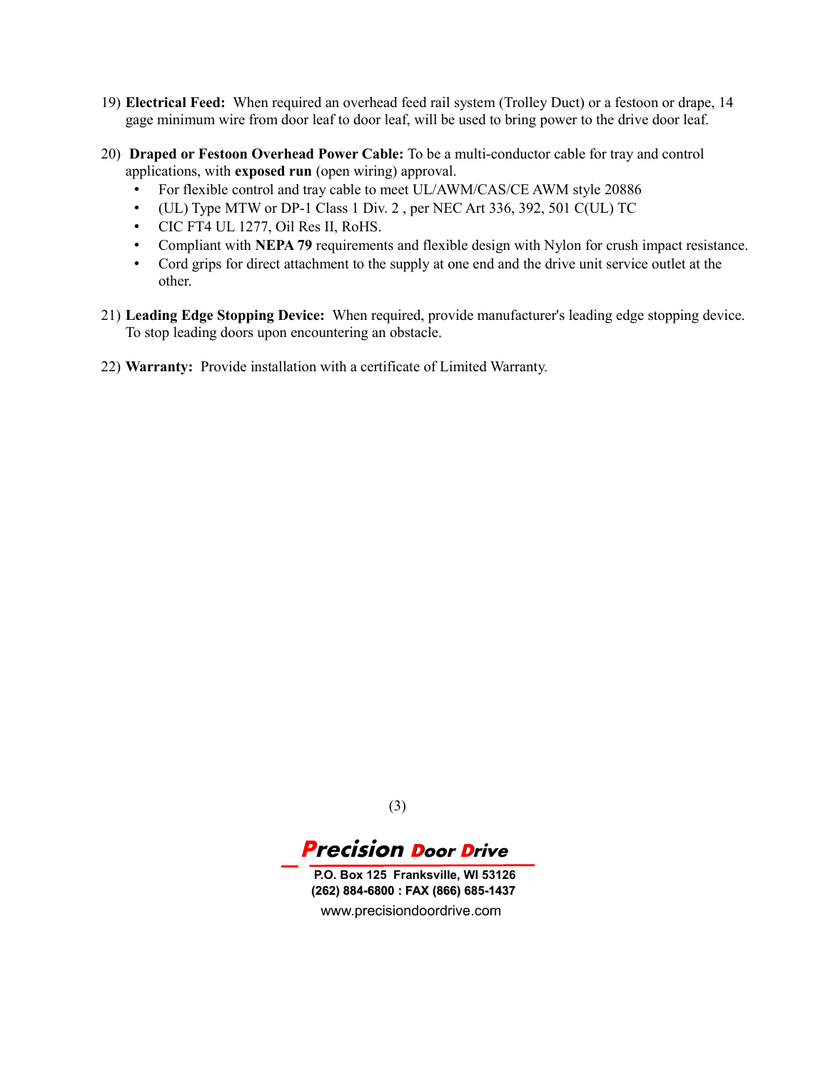19) **Electrical Feed:** When required an overhead feed rail system (Trolley Duct) or a festoon or drape, 14 gage minimum wire from door leaf to door leaf, will be used to bring power to the drive door leaf.

20) **Draped or Festoon Overhead Power Cable:** To be a multi-conductor cable for tray and control applications, with **exposed run** (open wiring) approval.
    - For flexible control and tray cable to meet UL/AWM/CAS/CE AWM style 20886
    - (UL) Type MTW or DP-1 Class 1 Div. 2 , per NEC Art 336, 392, 501 C(UL) TC
    - CIC FT4 UL 1277, Oil Res II, RoHS.
    - Compliant with **NEPA 79** requirements and flexible design with Nylon for crush impact resistance.
    - Cord grips for direct attachment to the supply at one end and the drive unit service outlet at the other.

21) **Leading Edge Stopping Device:** When required, provide manufacturer's leading edge stopping device. To stop leading doors upon encountering an obstacle.

22) **Warranty:** Provide installation with a certificate of Limited Warranty.

**Precision Door Drive**

**P.O. Box 125 Franksville, WI 53126**
**(262) 884-6800 : FAX (866) 685-1437**
www.precisiondoordrive.com